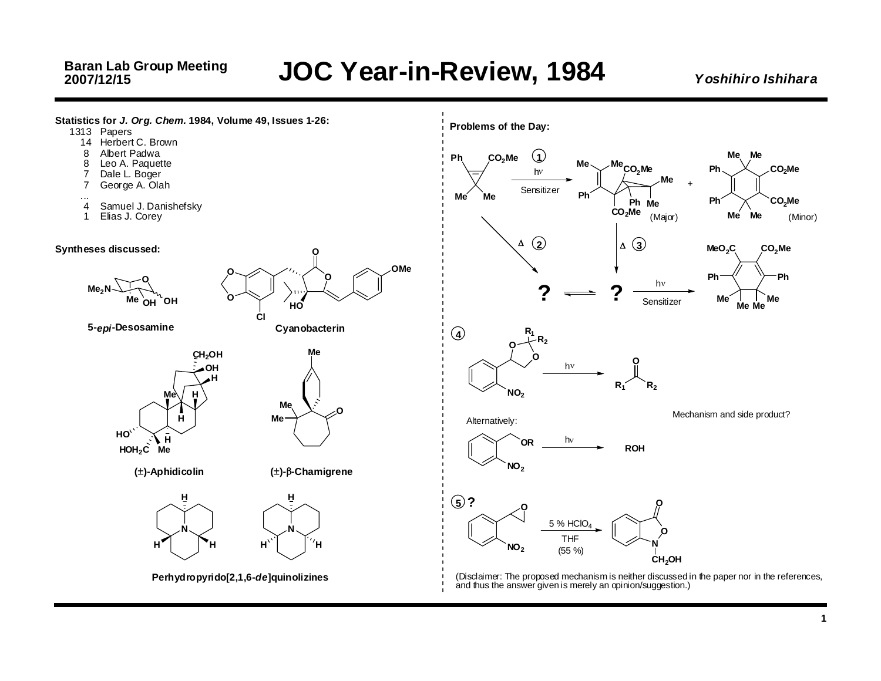# JOC Year-in-Review, 1984

Baran Lab Group Meeting
2007/12/15

*Yoshihiro Ishihara*

**Statistics for *J. Org. Chem.* 1984, Volume 49, Issues 1-26:**

| | |
|---|---|
| 1313 | Papers |
| 14 | Herbert C. Brown |
| 8 | Albert Padwa |
| 8 | Leo A. Paquette |
| 7 | Dale L. Boger |
| 7 | George A. Olah |
| ... | |
| 4 | Samuel J. Danishefsky |
| 1 | Elias J. Corey |

**Syntheses discussed:**

**5-*epi*-Desosamine**

**Cyanobacterin**

**(±)-Aphidicolin**

**(±)-β-Chamigrene**

**Perhydropyrido[2,1,6-*de*]quinolizines**

**Problems of the Day:**

1. $h\nu$, Sensitizer (Major) + (Minor)

2. $\Delta$ → ?

3. $\Delta$ → ? ; ? ⇌ ? ; $h\nu$, Sensitizer

4. $h\nu$ → $R_1C(O)R_2$

   Alternatively: $h\nu$ → ROH

   Mechanism and side product?

5. ? 5 % $HClO_4$, THF (55 %)

(Disclaimer: The proposed mechanism is neither discussed in the paper nor in the references, and thus the answer given is merely an opinion/suggestion.)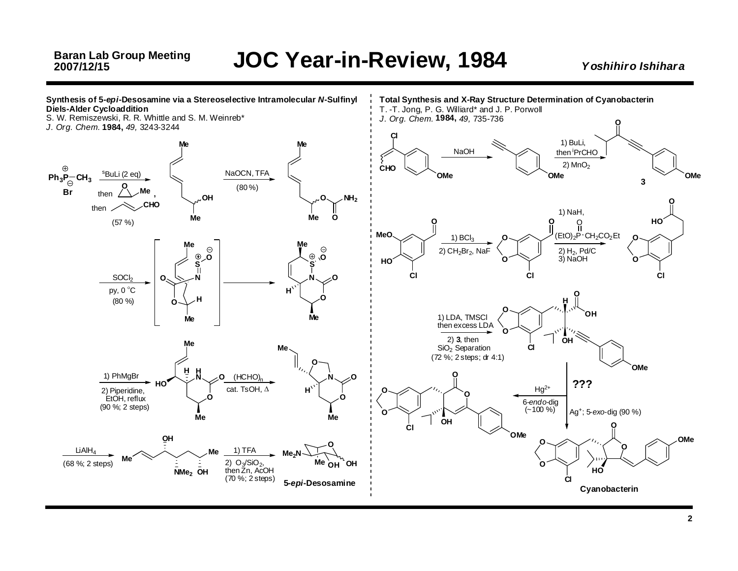## Synthesis of 5-*epi*-Desosamine via a Stereoselective Intramolecular *N*-Sulfinyl Diels-Alder Cycloaddition

S. W. Remiszewski, R. R. Whittle and S. M. Weinreb*
*J. Org. Chem.* **1984,** *49,* 3243-3244

- $Ph_3P^{\oplus}$–$CH_3$ $Br^{\ominus}$ → $^{s}BuLi$ (2 eq), then (propylene oxide), then (crotonaldehyde) (57 %)
- NaOCN, TFA (80 %)
- $SOCl_2$, py, 0 °C (80 %)
- 1) PhMgBr; 2) Piperidine, EtOH, reflux (90 %; 2 steps)
- $(HCHO)_n$, cat. TsOH, Δ
- $LiAlH_4$ (68 %; 2 steps)
- 1) TFA; 2) $O_3/SiO_2$, then Zn, AcOH (70 %; 2 steps)

**5-*epi*-Desosamine**

## Total Synthesis and X-Ray Structure Determination of Cyanobacterin

T. -T. Jong, P. G. Williard* and J. P. Porwoll
*J. Org. Chem.* **1984,** *49,* 735-736

- NaOH
- 1) BuLi, then $^{i}PrCHO$; 2) $MnO_2$ → **3**
- 1) $BCl_3$; 2) $CH_2Br_2$, NaF
- 1) NaH, $(EtO)_2P(O)^{-}CH_2CO_2Et$; 2) $H_2$, Pd/C; 3) NaOH
- 1) LDA, TMSCl then excess LDA; 2) **3**, then $SiO_2$ Separation (72 %; 2 steps; dr 4:1)
- **???**
- $Hg^{2+}$; 6-*endo*-dig (~100 %)
- $Ag^{+}$; 5-*exo*-dig (90 %)

**Cyanobacterin**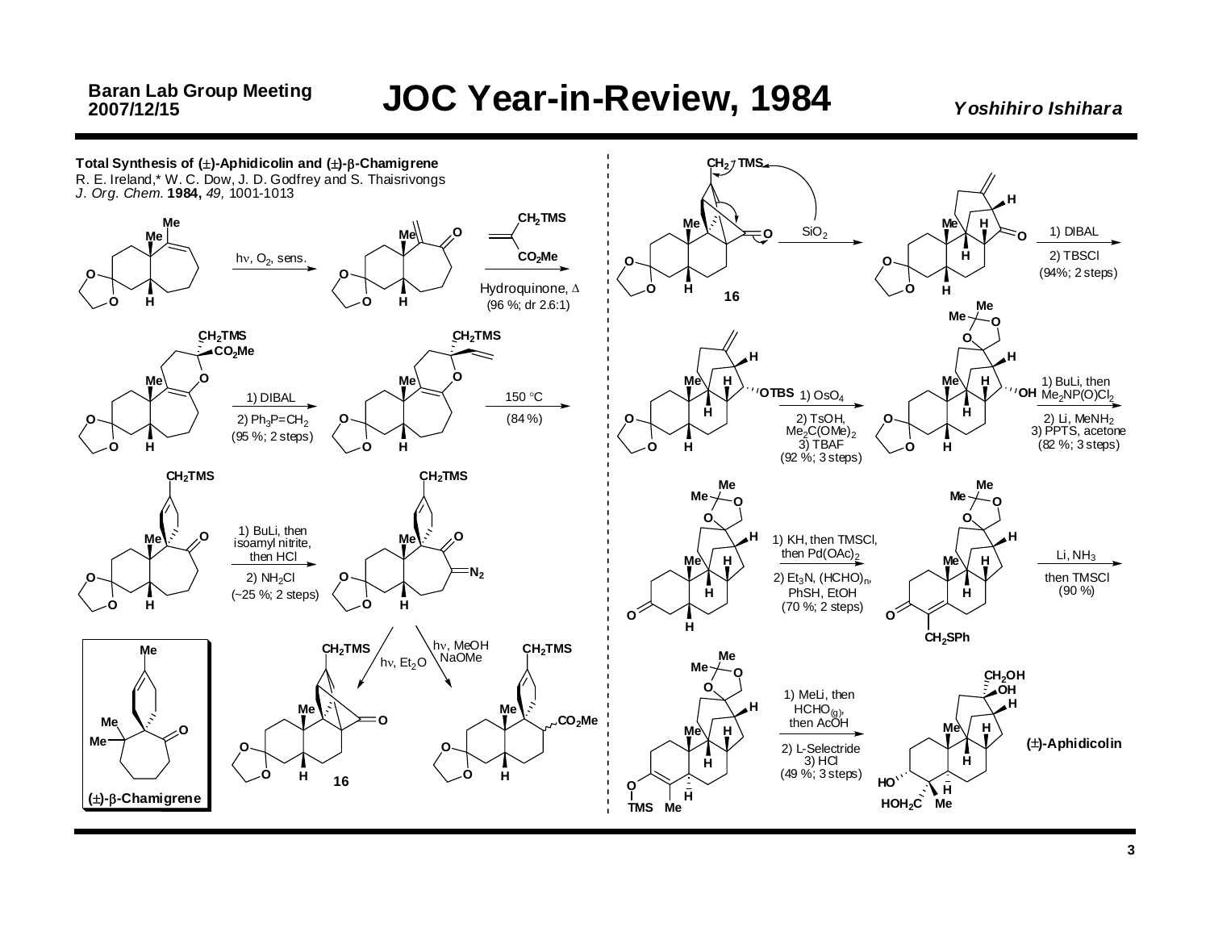## Total Synthesis of (±)-Aphidicolin and (±)-β-Chamigrene

R. E. Ireland,* W. C. Dow, J. D. Godfrey and S. Thaisrivongs
*J. Org. Chem.* **1984,** *49,* 1001-1013

hν, $O_2$, sens.

$CH_2TMS$ / $CO_2Me$ (acrylate), Hydroquinone, Δ (96 %; dr 2.6:1)

1) DIBAL
2) $Ph_3P{=}CH_2$
(95 %; 2 steps)

150 °C
(84 %)

1) BuLi, then isoamyl nitrite, then HCl
2) $NH_2Cl$
(~25 %; 2 steps)

hν, $Et_2O$ → **16**

hν, MeOH, NaOMe → $CO_2Me$ product

(±)-β-Chamigrene

**16** → $SiO_2$

1) DIBAL
2) TBSCl
(94%; 2 steps)

1) $OsO_4$
2) TsOH, $Me_2C(OMe)_2$
3) TBAF
(92 %; 3 steps)

1) BuLi, then $Me_2NP(O)Cl_2$
2) Li, $MeNH_2$
3) PPTS, acetone
(82 %; 3 steps)

1) KH, then TMSCl, then $Pd(OAc)_2$
2) $Et_3N$, $(HCHO)_n$, PhSH, EtOH
(70 %; 2 steps)

Li, $NH_3$
then TMSCl
(90 %)

1) MeLi, then $HCHO_{(g)}$, then AcOH
2) L-Selectride
3) HCl
(49 %; 3 steps)

(±)-Aphidicolin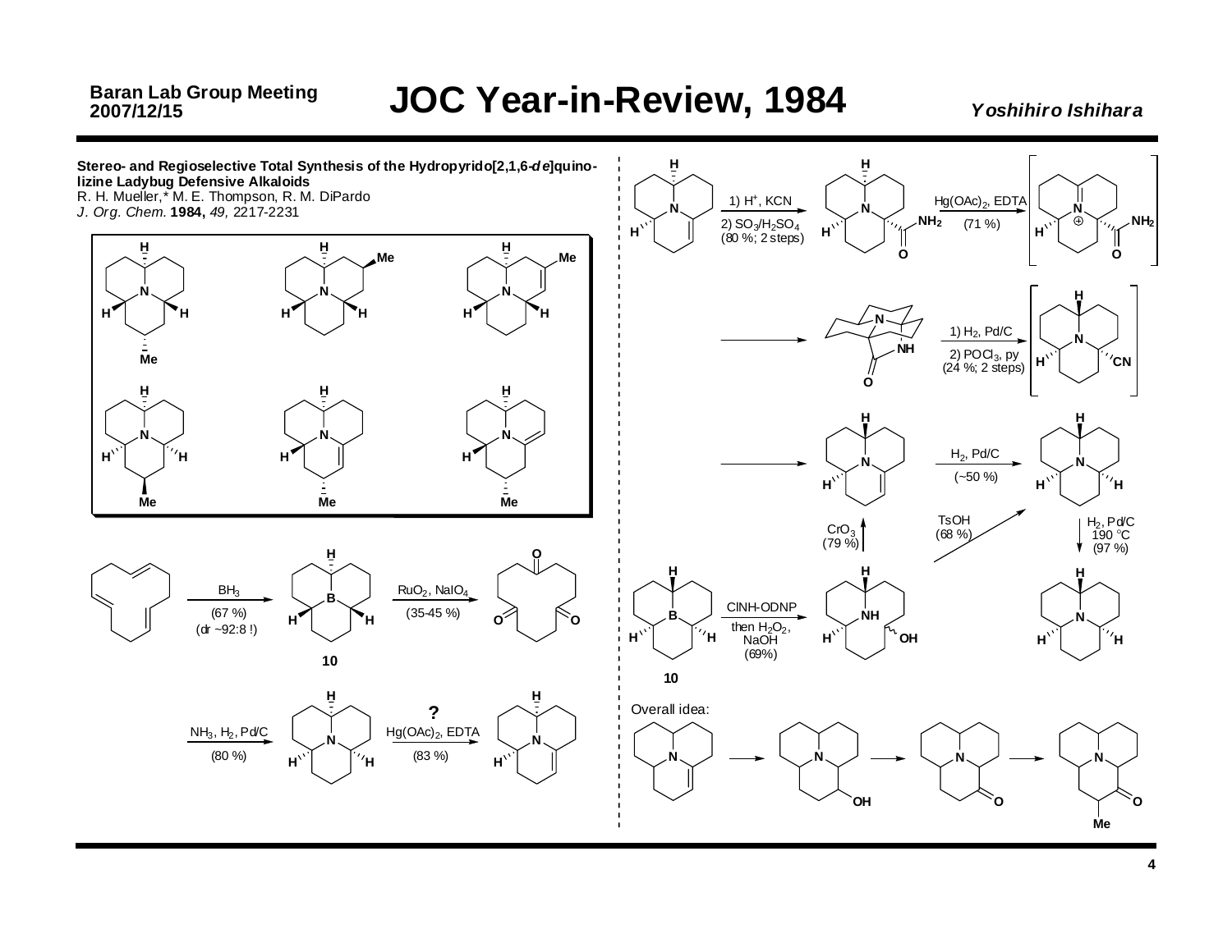## Stereo- and Regioselective Total Synthesis of the Hydropyrido[2,1,6-*de*]quinolizine Ladybug Defensive Alkaloids

R. H. Mueller,* M. E. Thompson, R. M. DiPardo
*J. Org. Chem.* **1984,** *49,* 2217-2231

$BH_3$ (67 %) (dr ~92:8 !) → **10**

$RuO_2$, $NaIO_4$ (35-45 %)

$NH_3$, $H_2$, Pd/C (80 %)

? $Hg(OAc)_2$, EDTA (83 %)

1) $H^+$, KCN
2) $SO_3/H_2SO_4$
(80 %; 2 steps)

$Hg(OAc)_2$, EDTA (71 %)

1) $H_2$, Pd/C
2) $POCl_3$, py
(24 %; 2 steps)

$H_2$, Pd/C (~50 %)

$CrO_3$ (79 %)

TsOH (68 %)

$H_2$, Pd/C 190 °C (97 %)

**10** ClNH-ODNP then $H_2O_2$, NaOH (69%)

Overall idea: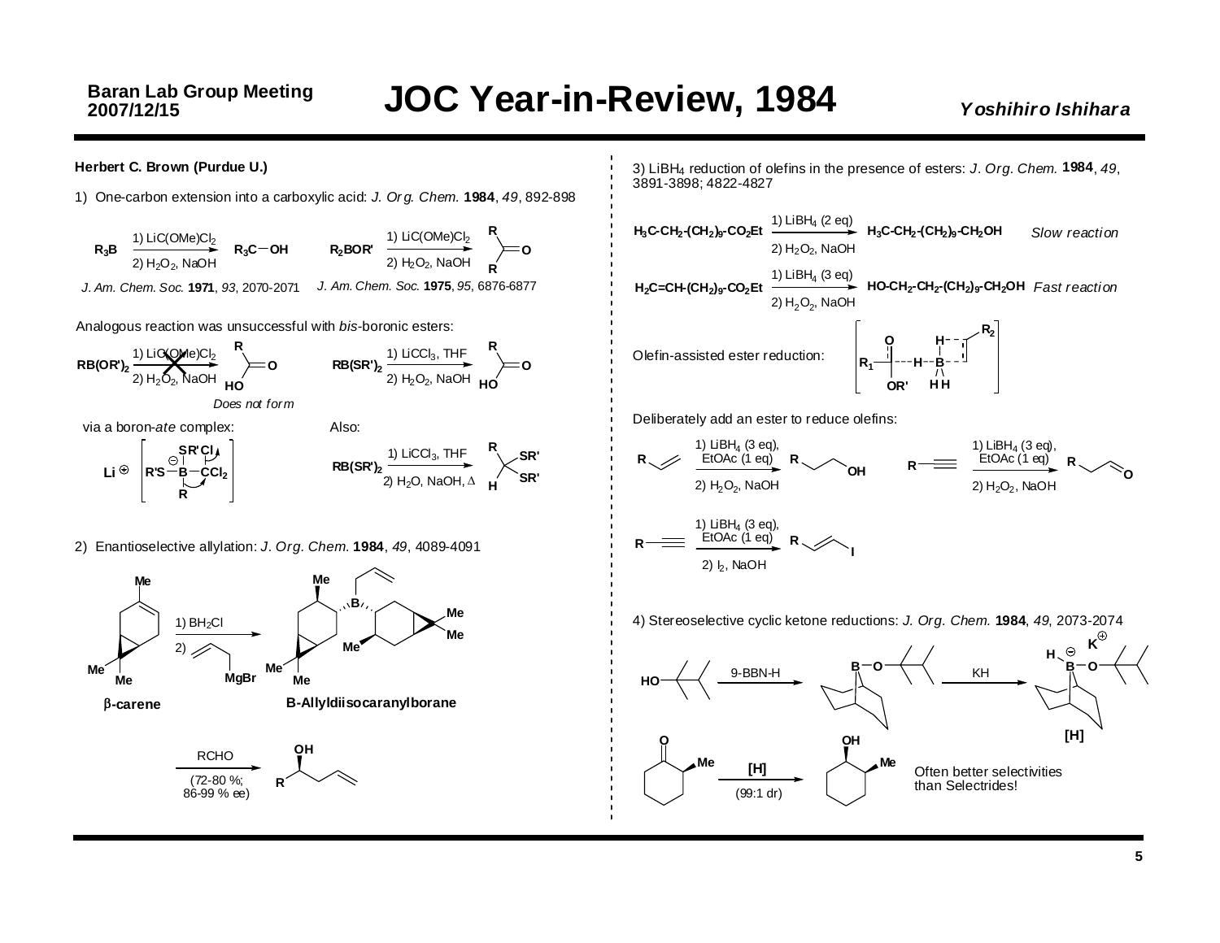**Herbert C. Brown (Purdue U.)**

1) One-carbon extension into a carboxylic acid: *J. Org. Chem.* **1984**, *49*, 892-898

$R_3B$ → 1) $LiC(OMe)Cl_2$; 2) $H_2O_2$, NaOH → $R_3C-OH$
*J. Am. Chem. Soc.* **1971**, *93*, 2070-2071

$R_2BOR'$ → 1) $LiC(OMe)Cl_2$; 2) $H_2O_2$, NaOH → $R_2C{=}O$
*J. Am. Chem. Soc.* **1975**, *95*, 6876-6877

Analogous reaction was unsuccessful with *bis*-boronic esters:

$RB(OR')_2$ → 1) $LiC(OMe)Cl_2$; 2) $H_2O_2$, NaOH → RC(=O)HO (X)
*Does not form*

$RB(SR')_2$ → 1) $LiCCl_3$, THF; 2) $H_2O_2$, NaOH → RC(=O)HO

via a boron-*ate* complex:

$Li^{\oplus}$ [ R'S–B$^{\ominus}$(SR')(R)–$CCl_2$Cl ]

Also:

$RB(SR')_2$ → 1) $LiCCl_3$, THF; 2) $H_2O$, NaOH, Δ → RCH(SR')(SR')

2) Enantioselective allylation: *J. Org. Chem.* **1984**, *49*, 4089-4091

β-carene → 1) $BH_2Cl$; 2) allyl-MgBr → **B-Allyldiisocaranylborane**

→ RCHO (72-80 %; 86-99 % ee) → R–CH(OH)–CH$_2$–CH=CH$_2$

3) $LiBH_4$ reduction of olefins in the presence of esters: *J. Org. Chem.* **1984**, *49*, 3891-3898; 4822-4827

$H_3C\text{-}CH_2\text{-}(CH_2)_9\text{-}CO_2Et$ → 1) $LiBH_4$ (2 eq); 2) $H_2O_2$, NaOH → $H_3C\text{-}CH_2\text{-}(CH_2)_9\text{-}CH_2OH$ *Slow reaction*

$H_2C{=}CH\text{-}(CH_2)_9\text{-}CO_2Et$ → 1) $LiBH_4$ (3 eq); 2) $H_2O_2$, NaOH → $HO\text{-}CH_2\text{-}CH_2\text{-}(CH_2)_9\text{-}CH_2OH$ *Fast reaction*

Olefin-assisted ester reduction: [ $R_1$C(=O)(OR')···H–B(H)(H)(H)···$R_2$ ]

Deliberately add an ester to reduce olefins:

R–CH=CH$_2$ → 1) $LiBH_4$ (3 eq), EtOAc (1 eq); 2) $H_2O_2$, NaOH → R–CH$_2$CH$_2$OH

R–C≡CH → 1) $LiBH_4$ (3 eq), EtOAc (1 eq); 2) $H_2O_2$, NaOH → R–CH$_2$CHO

R–C≡CH → 1) $LiBH_4$ (3 eq), EtOAc (1 eq); 2) $I_2$, NaOH → R–CH=CH–I

4) Stereoselective cyclic ketone reductions: *J. Org. Chem.* **1984**, *49*, 2073-2074

HO–thexyl → 9-BBN-H → 9-BBN–O–thexyl → KH → $K^{\oplus}$ [H–B$^{\ominus}$(9-BBN)–O–thexyl] **[H]**

2-methylcyclohexanone → **[H]** (99:1 dr) → *cis*-2-methylcyclohexanol

Often better selectivities than Selectrides!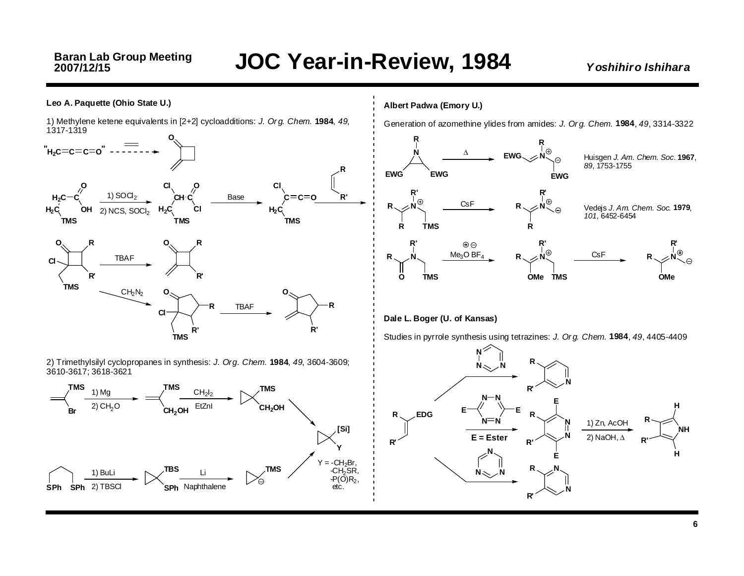**Leo A. Paquette (Ohio State U.)**

1) Methylene ketene equivalents in [2+2] cycloadditions: *J. Org. Chem.* **1984**, *49*, 1317-1319

"$H_2C{=}C{=}C{=}O$"

1) $SOCl_2$
2) NCS, $SOCl_2$

Base

TBAF

$CH_2N_2$

TBAF

2) Trimethylsilyl cyclopropanes in synthesis: *J. Org. Chem.* **1984**, *49*, 3604-3609; 3610-3617; 3618-3621

1) Mg
2) $CH_2O$

$CH_2I_2$
EtZnI

1) BuLi
2) TBSCl

Li
Naphthalene

Y = $-CH_2Br$, $-CH_2SR$, $-P(O)R_2$, etc.

**Albert Padwa (Emory U.)**

Generation of azomethine ylides from amides: *J. Org. Chem.* **1984**, *49*, 3314-3322

Huisgen *J. Am. Chem. Soc.* **1967**, *89*, 1753-1755

Vedejs *J. Am. Chem. Soc.* **1979**, *101*, 6452-6454

CsF

$Me_3O\ BF_4$

CsF

**Dale L. Boger (U. of Kansas)**

Studies in pyrrole synthesis using tetrazines: *J. Org. Chem.* **1984**, *49*, 4405-4409

E = Ester

1) Zn, AcOH
2) NaOH, Δ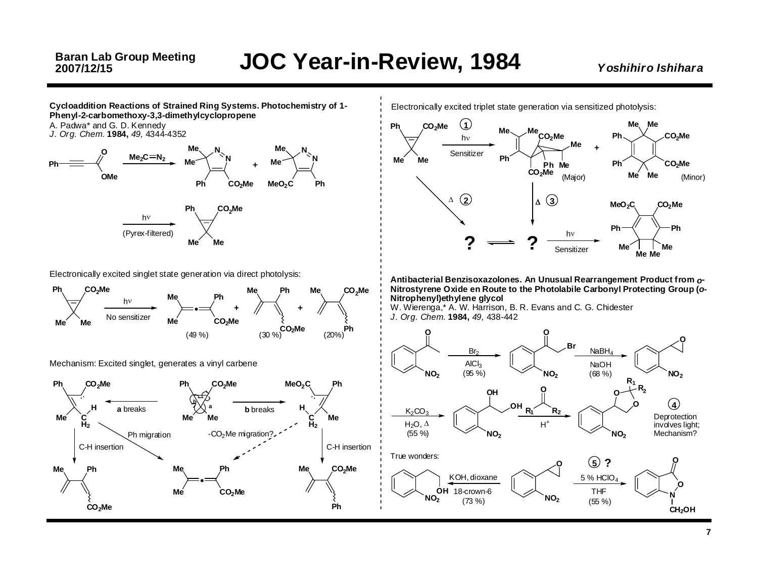**Cycloaddition Reactions of Strained Ring Systems. Photochemistry of 1-Phenyl-2-carbomethoxy-3,3-dimethylcyclopropene**

A. Padwa* and G. D. Kennedy
*J. Org. Chem.* **1984,** *49,* 4344-4352

$Me_2C{=}N_2$

hν

(Pyrex-filtered)

Electronically excited singlet state generation via direct photolysis:

hν

No sensitizer

(49 %) (30 %) (20%)

Mechanism: Excited singlet, generates a vinyl carbene

**a** breaks

**b** breaks

Ph migration

$-CO_2Me$ migration?

C-H insertion

C-H insertion

Electronically excited triplet state generation via sensitized photolysis:

① hν Sensitizer

(Major) (Minor)

Δ ②

Δ ③

? ⇌ ?

hν Sensitizer

**Antibacterial Benzisoxazolones. An Unusual Rearrangement Product from *o*-Nitrostyrene Oxide en Route to the Photolabile Carbonyl Protecting Group (*o*-Nitrophenyl)ethylene glycol**

W. Wierenga,* A. W. Harrison, B. R. Evans and C. G. Chidester
*J. Org. Chem.* **1984,** *49,* 438-442

$Br_2$, $AlCl_3$ (95 %)

$NaBH_4$, NaOH (68 %)

$K_2CO_3$, $H_2O$, Δ (55 %)

$R_1COR_2$, $H^+$

④ Deprotection involves light; Mechanism?

True wonders:

KOH, dioxane, 18-crown-6 (73 %)

⑤ ? 5 % $HClO_4$, THF (55 %)